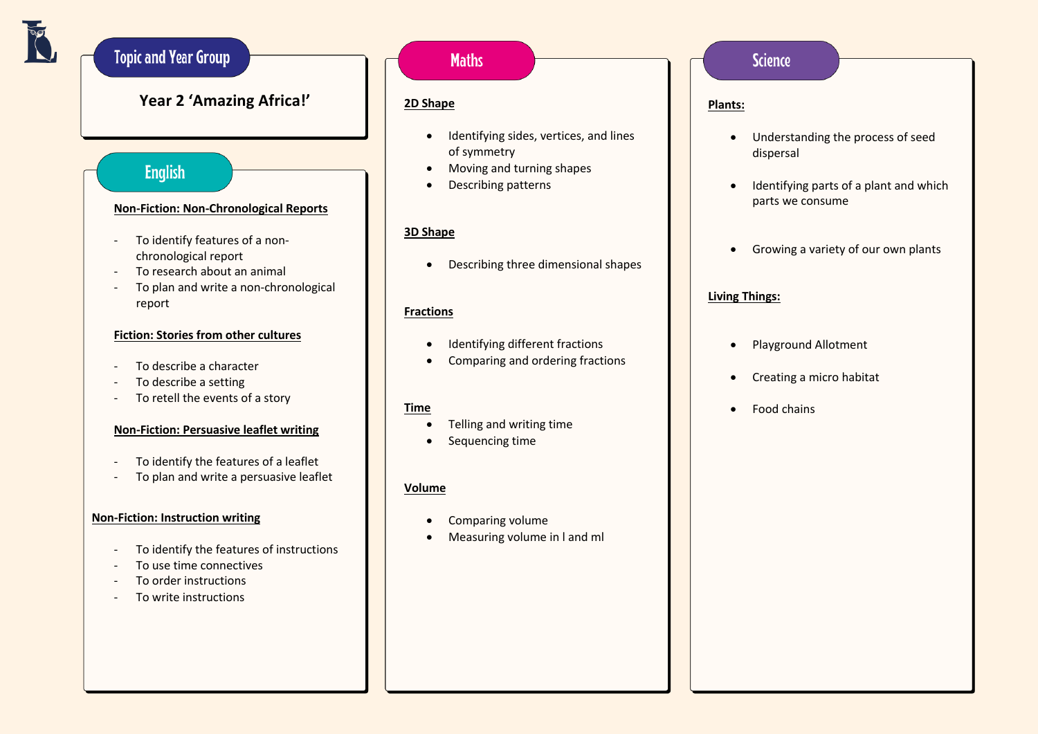## Topic and Year Group

**Year 2 'Amazing Africa!'**

## English

**Non-Fiction: Non-Chronological Reports**

- To identify features of a non-chronological report
- To research about an animal
- To plan and write a non-chronological report

**Fiction: Stories from other cultures**

- To describe a character
- To describe a setting
- To retell the events of a story

**Non-Fiction: Persuasive leaflet writing**

- To identify the features of a leaflet
- To plan and write a persuasive leaflet

**Non-Fiction: Instruction writing**

- To identify the features of instructions
- To use time connectives
- To order instructions
- To write instructions

## Maths

**2D Shape**

- Identifying sides, vertices, and lines of symmetry
- Moving and turning shapes
- Describing patterns

**3D Shape**

- Describing three dimensional shapes

**Fractions**

- Identifying different fractions
- Comparing and ordering fractions

**Time**

- Telling and writing time
- Sequencing time

**Volume**

- Comparing volume
- Measuring volume in l and ml

## Science

**Plants:**

- Understanding the process of seed dispersal
- Identifying parts of a plant and which parts we consume
- Growing a variety of our own plants

**Living Things:**

- Playground Allotment
- Creating a micro habitat
- Food chains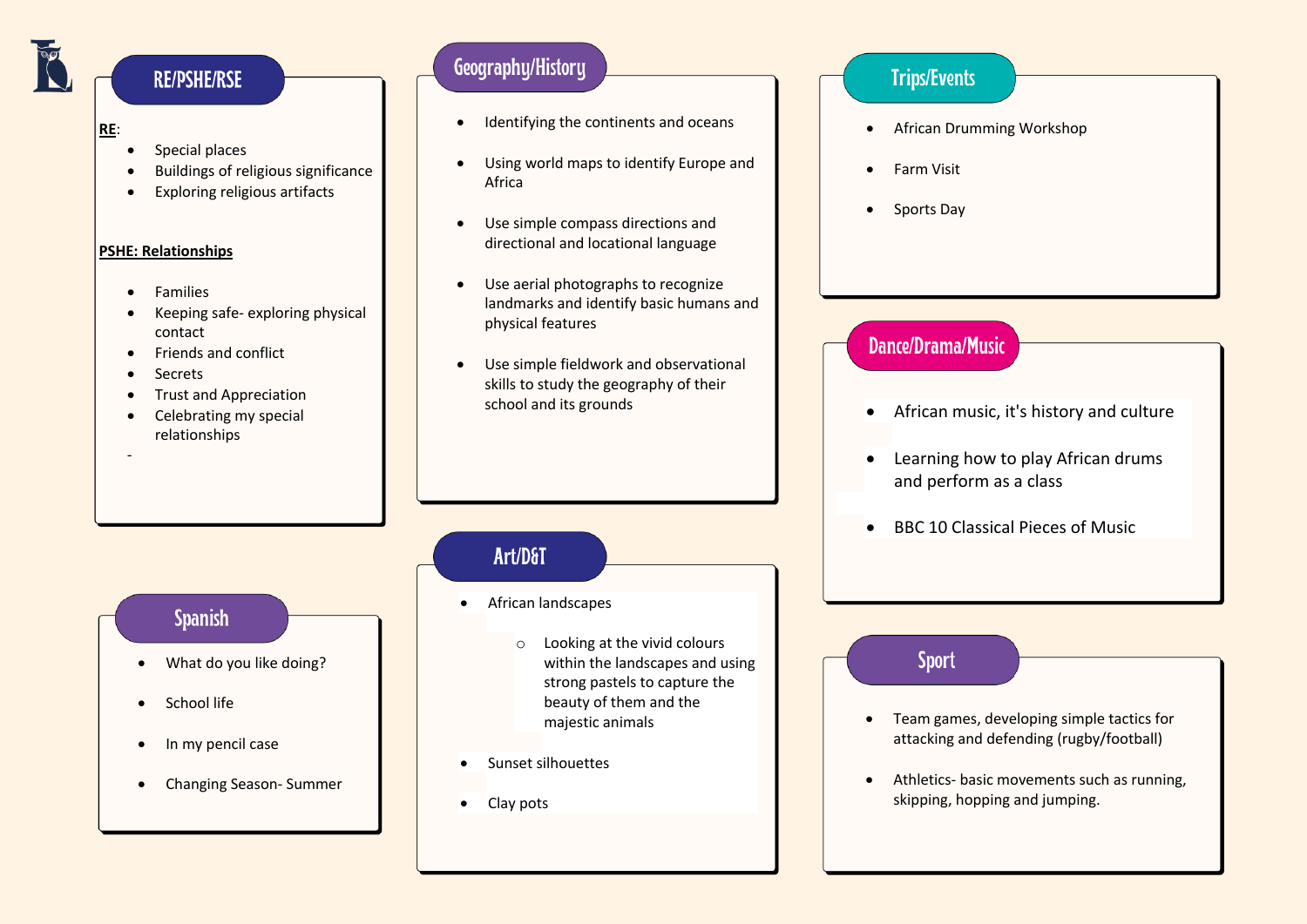## RE/PSHE/RSE

**RE**:

- Special places
- Buildings of religious significance
- Exploring religious artifacts

**PSHE: Relationships**

- Families
- Keeping safe- exploring physical contact
- Friends and conflict
- Secrets
- Trust and Appreciation
- Celebrating my special relationships

-

## Spanish

- What do you like doing?
- School life
- In my pencil case
- Changing Season- Summer

## Geography/History

- Identifying the continents and oceans
- Using world maps to identify Europe and Africa
- Use simple compass directions and directional and locational language
- Use aerial photographs to recognize landmarks and identify basic humans and physical features
- Use simple fieldwork and observational skills to study the geography of their school and its grounds

## Art/D&T

- African landscapes
  - Looking at the vivid colours within the landscapes and using strong pastels to capture the beauty of them and the majestic animals
- Sunset silhouettes
- Clay pots

## Trips/Events

- African Drumming Workshop
- Farm Visit
- Sports Day

## Dance/Drama/Music

- African music, it's history and culture
- Learning how to play African drums and perform as a class
- BBC 10 Classical Pieces of Music

## Sport

- Team games, developing simple tactics for attacking and defending (rugby/football)
- Athletics- basic movements such as running, skipping, hopping and jumping.